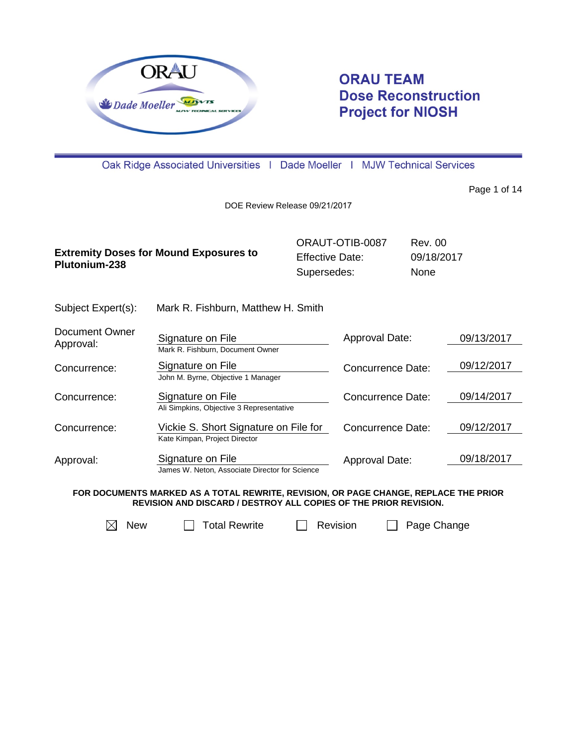# ORAU TEAM Dose Reconstruction Project for NIOSH

Oak Ridge Associated Universities | Dade Moeller | MJW Technical Services

DOE Review Release 09/21/2017

| **Extremity Doses for Mound Exposures to Plutonium-238** | ORAUT-OTIB-0087 | Rev. 00 |
|---|---|---|
| | Effective Date: | 09/18/2017 |
| | Supersedes: | None |

Subject Expert(s): Mark R. Fishburn, Matthew H. Smith

| | | | |
|---|---|---|---|
| Document Owner Approval: | Signature on File<br>Mark R. Fishburn, Document Owner | Approval Date: | 09/13/2017 |
| Concurrence: | Signature on File<br>John M. Byrne, Objective 1 Manager | Concurrence Date: | 09/12/2017 |
| Concurrence: | Signature on File<br>Ali Simpkins, Objective 3 Representative | Concurrence Date: | 09/14/2017 |
| Concurrence: | Vickie S. Short Signature on File for<br>Kate Kimpan, Project Director | Concurrence Date: | 09/12/2017 |
| Approval: | Signature on File<br>James W. Neton, Associate Director for Science | Approval Date: | 09/18/2017 |

**FOR DOCUMENTS MARKED AS A TOTAL REWRITE, REVISION, OR PAGE CHANGE, REPLACE THE PRIOR REVISION AND DISCARD / DESTROY ALL COPIES OF THE PRIOR REVISION.**

☒ New ☐ Total Rewrite ☐ Revision ☐ Page Change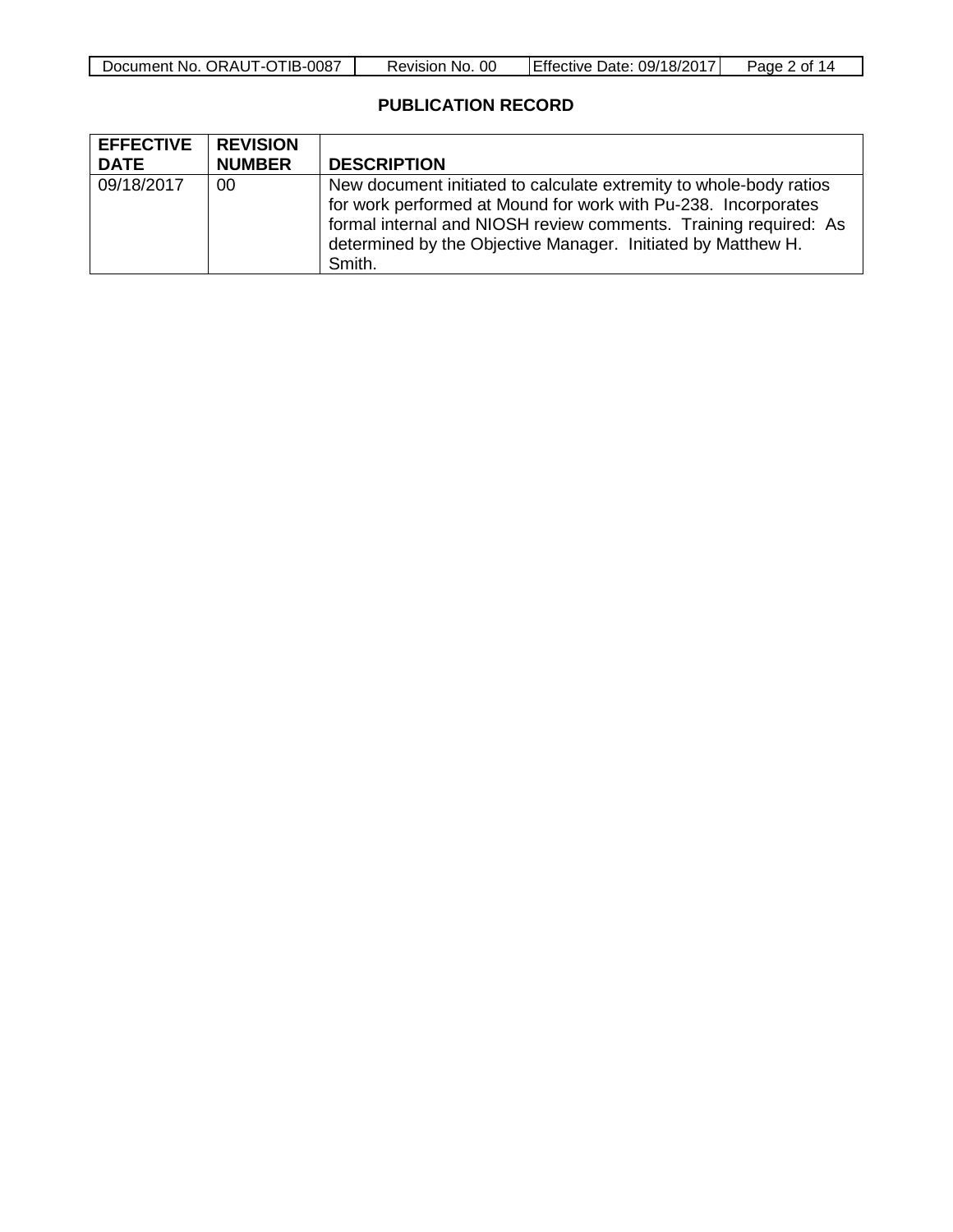## PUBLICATION RECORD

| EFFECTIVE DATE | REVISION NUMBER | DESCRIPTION |
|---|---|---|
| 09/18/2017 | 00 | New document initiated to calculate extremity to whole-body ratios for work performed at Mound for work with Pu-238. Incorporates formal internal and NIOSH review comments. Training required: As determined by the Objective Manager. Initiated by Matthew H. Smith. |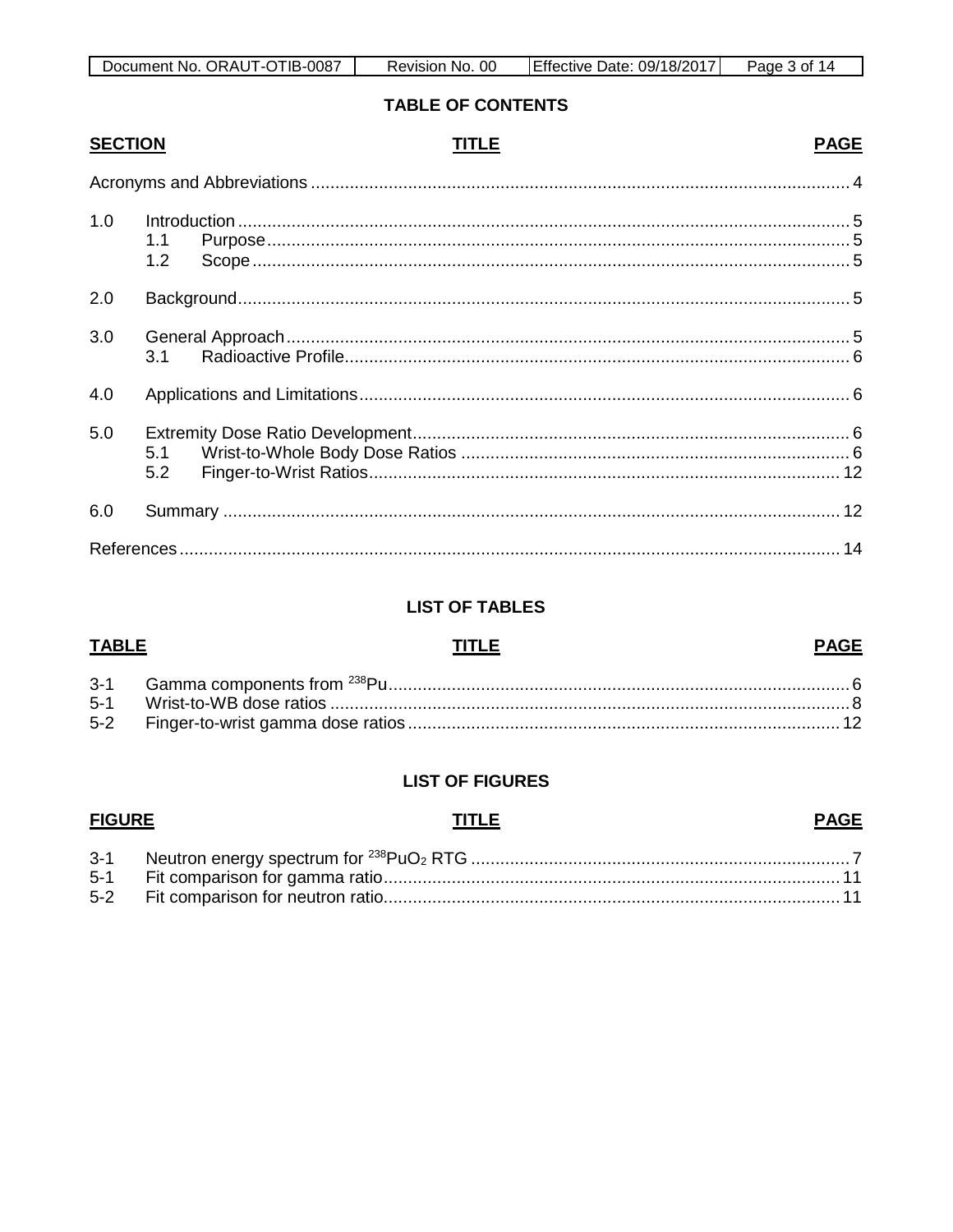# TABLE OF CONTENTS

| SECTION | TITLE | PAGE |
|---|---|---|
| | Acronyms and Abbreviations | 4 |
| 1.0 | Introduction | 5 |
| | 1.1 Purpose | 5 |
| | 1.2 Scope | 5 |
| 2.0 | Background | 5 |
| 3.0 | General Approach | 5 |
| | 3.1 Radioactive Profile | 6 |
| 4.0 | Applications and Limitations | 6 |
| 5.0 | Extremity Dose Ratio Development | 6 |
| | 5.1 Wrist-to-Whole Body Dose Ratios | 6 |
| | 5.2 Finger-to-Wrist Ratios | 12 |
| 6.0 | Summary | 12 |
| | References | 14 |

# LIST OF TABLES

| TABLE | TITLE | PAGE |
|---|---|---|
| 3-1 | Gamma components from $^{238}Pu$ | 6 |
| 5-1 | Wrist-to-WB dose ratios | 8 |
| 5-2 | Finger-to-wrist gamma dose ratios | 12 |

# LIST OF FIGURES

| FIGURE | TITLE | PAGE |
|---|---|---|
| 3-1 | Neutron energy spectrum for $^{238}PuO_2$ RTG | 7 |
| 5-1 | Fit comparison for gamma ratio | 11 |
| 5-2 | Fit comparison for neutron ratio | 11 |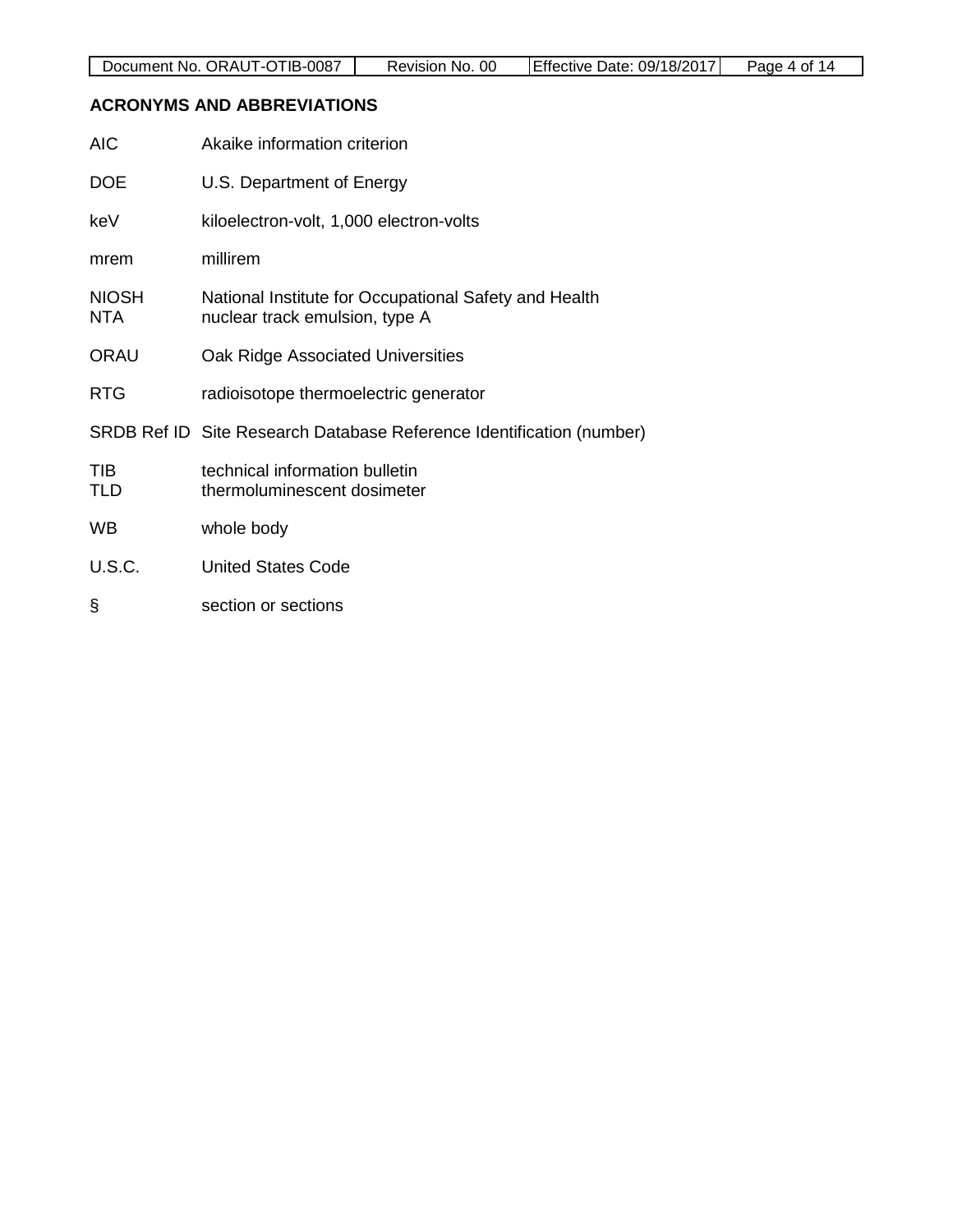## ACRONYMS AND ABBREVIATIONS

| | |
|---|---|
| AIC | Akaike information criterion |
| DOE | U.S. Department of Energy |
| keV | kiloelectron-volt, 1,000 electron-volts |
| mrem | millirem |
| NIOSH | National Institute for Occupational Safety and Health |
| NTA | nuclear track emulsion, type A |
| ORAU | Oak Ridge Associated Universities |
| RTG | radioisotope thermoelectric generator |
| SRDB Ref ID | Site Research Database Reference Identification (number) |
| TIB | technical information bulletin |
| TLD | thermoluminescent dosimeter |
| WB | whole body |
| U.S.C. | United States Code |
| § | section or sections |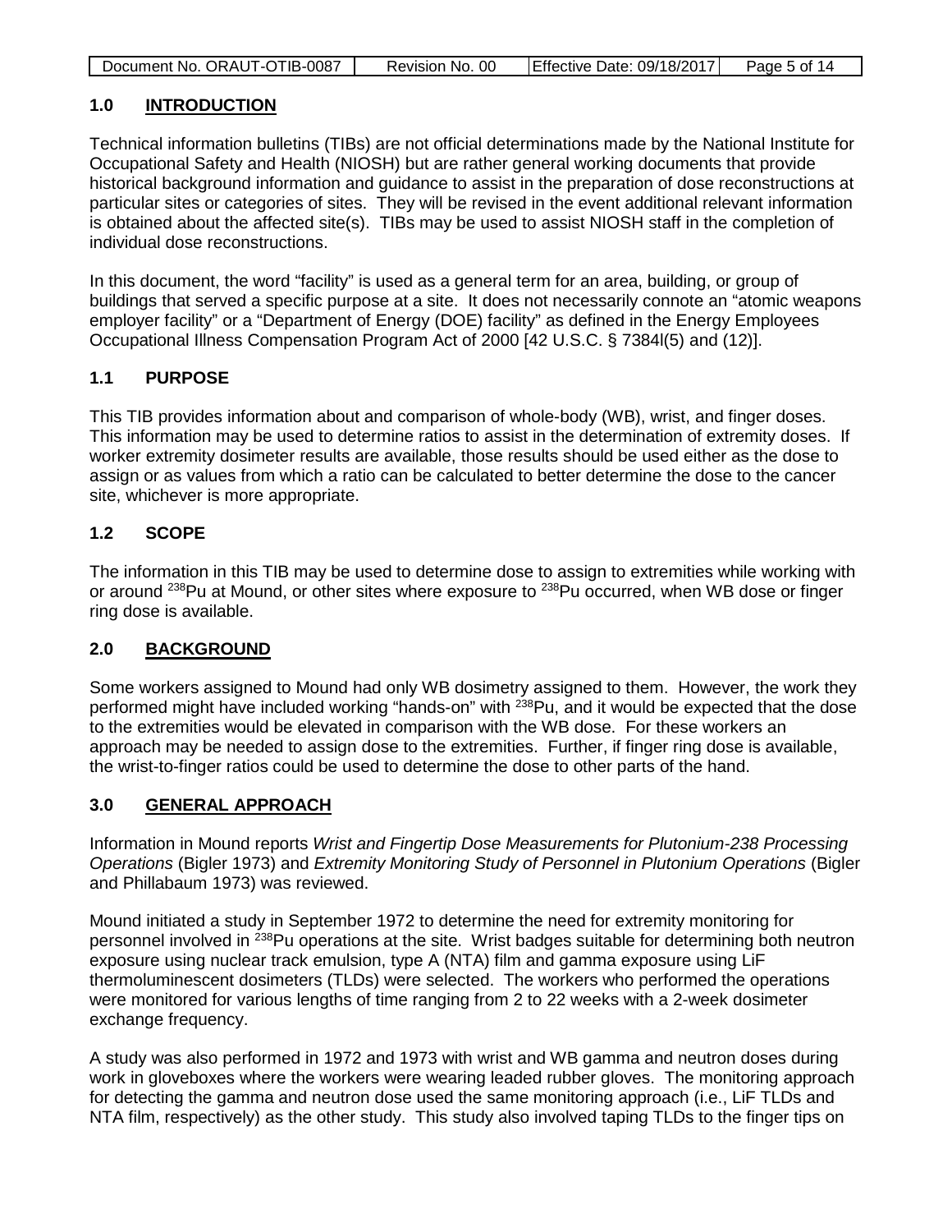## 1.0 INTRODUCTION

Technical information bulletins (TIBs) are not official determinations made by the National Institute for Occupational Safety and Health (NIOSH) but are rather general working documents that provide historical background information and guidance to assist in the preparation of dose reconstructions at particular sites or categories of sites. They will be revised in the event additional relevant information is obtained about the affected site(s). TIBs may be used to assist NIOSH staff in the completion of individual dose reconstructions.

In this document, the word "facility" is used as a general term for an area, building, or group of buildings that served a specific purpose at a site. It does not necessarily connote an "atomic weapons employer facility" or a "Department of Energy (DOE) facility" as defined in the Energy Employees Occupational Illness Compensation Program Act of 2000 [42 U.S.C. § 7384l(5) and (12)].

### 1.1 PURPOSE

This TIB provides information about and comparison of whole-body (WB), wrist, and finger doses. This information may be used to determine ratios to assist in the determination of extremity doses. If worker extremity dosimeter results are available, those results should be used either as the dose to assign or as values from which a ratio can be calculated to better determine the dose to the cancer site, whichever is more appropriate.

### 1.2 SCOPE

The information in this TIB may be used to determine dose to assign to extremities while working with or around $^{238}$Pu at Mound, or other sites where exposure to $^{238}$Pu occurred, when WB dose or finger ring dose is available.

## 2.0 BACKGROUND

Some workers assigned to Mound had only WB dosimetry assigned to them. However, the work they performed might have included working "hands-on" with $^{238}$Pu, and it would be expected that the dose to the extremities would be elevated in comparison with the WB dose. For these workers an approach may be needed to assign dose to the extremities. Further, if finger ring dose is available, the wrist-to-finger ratios could be used to determine the dose to other parts of the hand.

## 3.0 GENERAL APPROACH

Information in Mound reports *Wrist and Fingertip Dose Measurements for Plutonium-238 Processing Operations* (Bigler 1973) and *Extremity Monitoring Study of Personnel in Plutonium Operations* (Bigler and Phillabaum 1973) was reviewed.

Mound initiated a study in September 1972 to determine the need for extremity monitoring for personnel involved in $^{238}$Pu operations at the site. Wrist badges suitable for determining both neutron exposure using nuclear track emulsion, type A (NTA) film and gamma exposure using LiF thermoluminescent dosimeters (TLDs) were selected. The workers who performed the operations were monitored for various lengths of time ranging from 2 to 22 weeks with a 2-week dosimeter exchange frequency.

A study was also performed in 1972 and 1973 with wrist and WB gamma and neutron doses during work in gloveboxes where the workers were wearing leaded rubber gloves. The monitoring approach for detecting the gamma and neutron dose used the same monitoring approach (i.e., LiF TLDs and NTA film, respectively) as the other study. This study also involved taping TLDs to the finger tips on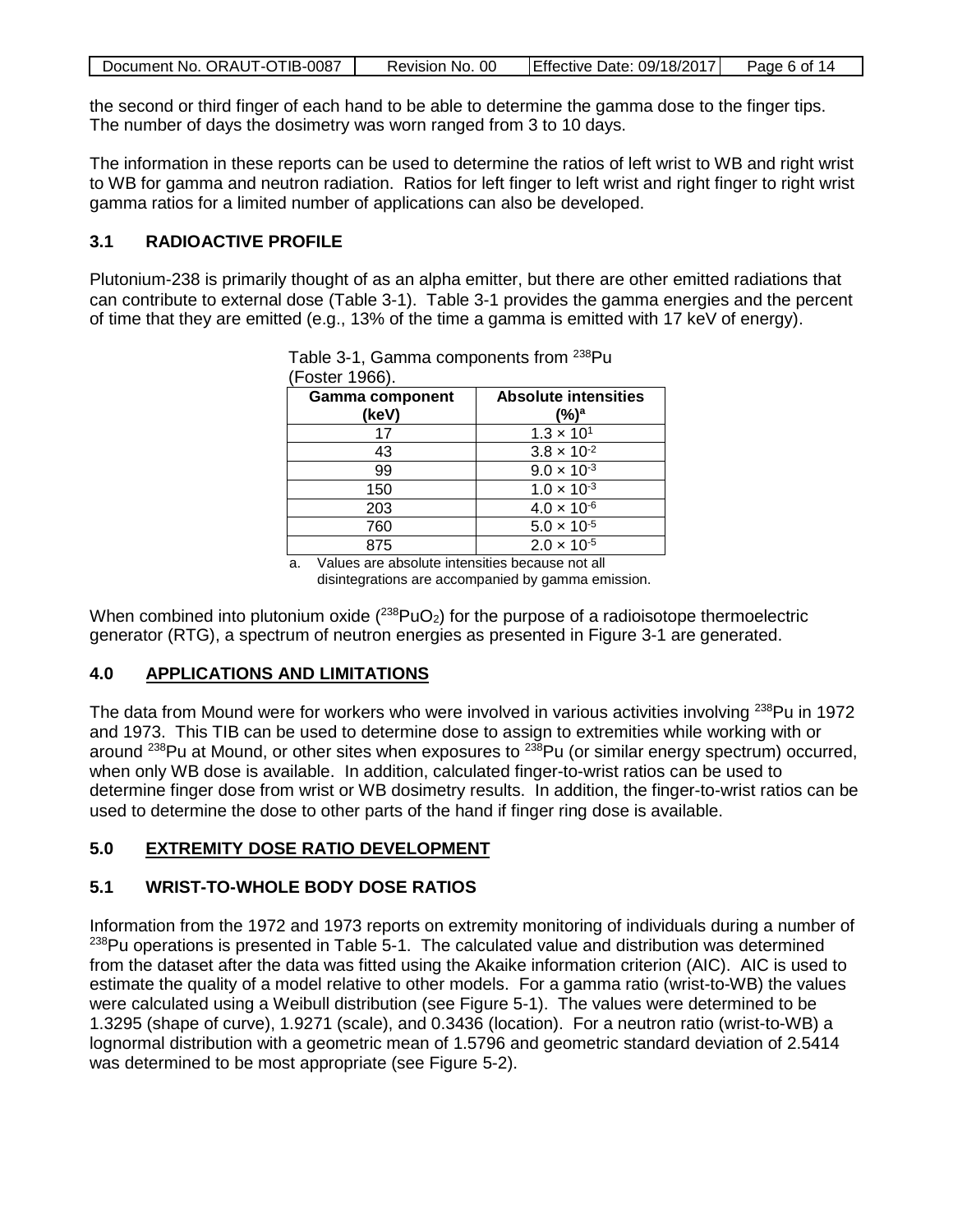the second or third finger of each hand to be able to determine the gamma dose to the finger tips. The number of days the dosimetry was worn ranged from 3 to 10 days.

The information in these reports can be used to determine the ratios of left wrist to WB and right wrist to WB for gamma and neutron radiation. Ratios for left finger to left wrist and right finger to right wrist gamma ratios for a limited number of applications can also be developed.

### 3.1 RADIOACTIVE PROFILE

Plutonium-238 is primarily thought of as an alpha emitter, but there are other emitted radiations that can contribute to external dose (Table 3-1). Table 3-1 provides the gamma energies and the percent of time that they are emitted (e.g., 13% of the time a gamma is emitted with 17 keV of energy).

Table 3-1, Gamma components from $^{238}$Pu (Foster 1966).

| Gamma component (keV) | Absolute intensities (%)[a] |
|---|---|
| 17 | $1.3 \times 10^{1}$ |
| 43 | $3.8 \times 10^{-2}$ |
| 99 | $9.0 \times 10^{-3}$ |
| 150 | $1.0 \times 10^{-3}$ |
| 203 | $4.0 \times 10^{-6}$ |
| 760 | $5.0 \times 10^{-5}$ |
| 875 | $2.0 \times 10^{-5}$ |

a. Values are absolute intensities because not all disintegrations are accompanied by gamma emission.

When combined into plutonium oxide ($^{238}PuO_2$) for the purpose of a radioisotope thermoelectric generator (RTG), a spectrum of neutron energies as presented in Figure 3-1 are generated.

## 4.0 APPLICATIONS AND LIMITATIONS

The data from Mound were for workers who were involved in various activities involving $^{238}$Pu in 1972 and 1973. This TIB can be used to determine dose to assign to extremities while working with or around $^{238}$Pu at Mound, or other sites when exposures to $^{238}$Pu (or similar energy spectrum) occurred, when only WB dose is available. In addition, calculated finger-to-wrist ratios can be used to determine finger dose from wrist or WB dosimetry results. In addition, the finger-to-wrist ratios can be used to determine the dose to other parts of the hand if finger ring dose is available.

## 5.0 EXTREMITY DOSE RATIO DEVELOPMENT

### 5.1 WRIST-TO-WHOLE BODY DOSE RATIOS

Information from the 1972 and 1973 reports on extremity monitoring of individuals during a number of $^{238}$Pu operations is presented in Table 5-1. The calculated value and distribution was determined from the dataset after the data was fitted using the Akaike information criterion (AIC). AIC is used to estimate the quality of a model relative to other models. For a gamma ratio (wrist-to-WB) the values were calculated using a Weibull distribution (see Figure 5-1). The values were determined to be 1.3295 (shape of curve), 1.9271 (scale), and 0.3436 (location). For a neutron ratio (wrist-to-WB) a lognormal distribution with a geometric mean of 1.5796 and geometric standard deviation of 2.5414 was determined to be most appropriate (see Figure 5-2).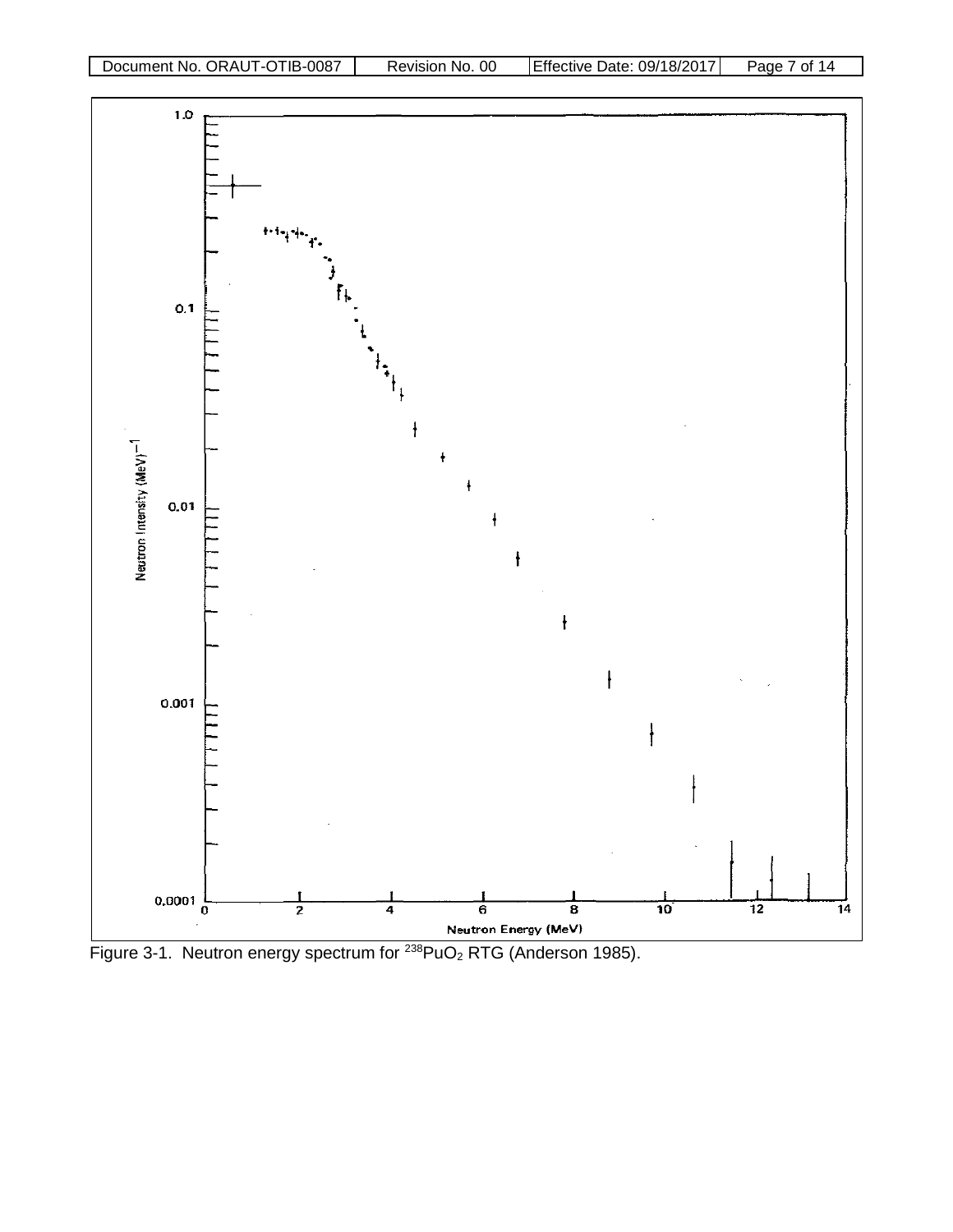Figure 3-1. Neutron energy spectrum for $^{238}PuO_2$ RTG (Anderson 1985).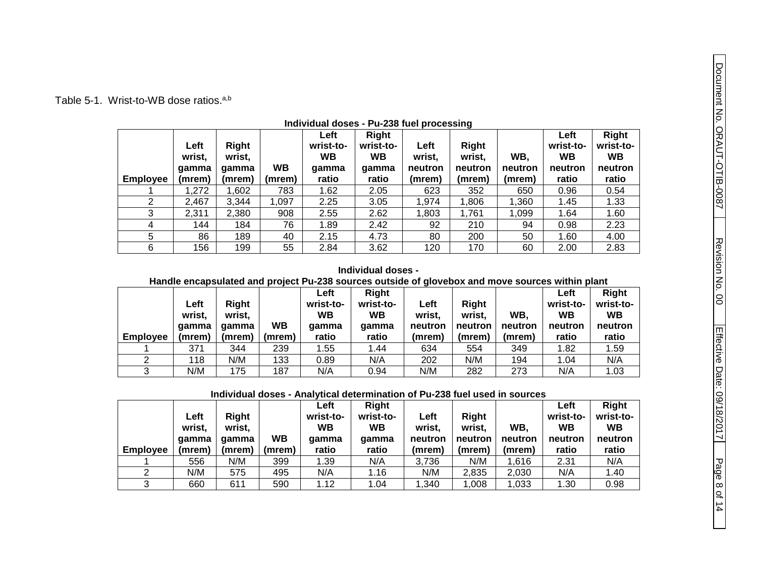Table 5-1. Wrist-to-WB dose ratios.[a,b]

**Individual doses - Pu-238 fuel processing**

| Employee | Left wrist, gamma (mrem) | Right wrist, gamma (mrem) | WB (mrem) | Left wrist-to-WB gamma ratio | Right wrist-to-WB gamma ratio | Left wrist, neutron (mrem) | Right wrist, neutron (mrem) | WB, neutron (mrem) | Left wrist-to-WB neutron ratio | Right wrist-to-WB neutron ratio |
|---|---|---|---|---|---|---|---|---|---|---|
| 1 | 1,272 | 1,602 | 783 | 1.62 | 2.05 | 623 | 352 | 650 | 0.96 | 0.54 |
| 2 | 2,467 | 3,344 | 1,097 | 2.25 | 3.05 | 1,974 | 1,806 | 1,360 | 1.45 | 1.33 |
| 3 | 2,311 | 2,380 | 908 | 2.55 | 2.62 | 1,803 | 1,761 | 1,099 | 1.64 | 1.60 |
| 4 | 144 | 184 | 76 | 1.89 | 2.42 | 92 | 210 | 94 | 0.98 | 2.23 |
| 5 | 86 | 189 | 40 | 2.15 | 4.73 | 80 | 200 | 50 | 1.60 | 4.00 |
| 6 | 156 | 199 | 55 | 2.84 | 3.62 | 120 | 170 | 60 | 2.00 | 2.83 |

**Individual doses - Handle encapsulated and project Pu-238 sources outside of glovebox and move sources within plant**

| Employee | Left wrist, gamma (mrem) | Right wrist, gamma (mrem) | WB (mrem) | Left wrist-to-WB gamma ratio | Right wrist-to-WB gamma ratio | Left wrist, neutron (mrem) | Right wrist, neutron (mrem) | WB, neutron (mrem) | Left wrist-to-WB neutron ratio | Right wrist-to-WB neutron ratio |
|---|---|---|---|---|---|---|---|---|---|---|
| 1 | 371 | 344 | 239 | 1.55 | 1.44 | 634 | 554 | 349 | 1.82 | 1.59 |
| 2 | 118 | N/M | 133 | 0.89 | N/A | 202 | N/M | 194 | 1.04 | N/A |
| 3 | N/M | 175 | 187 | N/A | 0.94 | N/M | 282 | 273 | N/A | 1.03 |

**Individual doses - Analytical determination of Pu-238 fuel used in sources**

| Employee | Left wrist, gamma (mrem) | Right wrist, gamma (mrem) | WB (mrem) | Left wrist-to-WB gamma ratio | Right wrist-to-WB gamma ratio | Left wrist, neutron (mrem) | Right wrist, neutron (mrem) | WB, neutron (mrem) | Left wrist-to-WB neutron ratio | Right wrist-to-WB neutron ratio |
|---|---|---|---|---|---|---|---|---|---|---|
| 1 | 556 | N/M | 399 | 1.39 | N/A | 3,736 | N/M | 1,616 | 2.31 | N/A |
| 2 | N/M | 575 | 495 | N/A | 1.16 | N/M | 2,835 | 2,030 | N/A | 1.40 |
| 3 | 660 | 611 | 590 | 1.12 | 1.04 | 1,340 | 1,008 | 1,033 | 1.30 | 0.98 |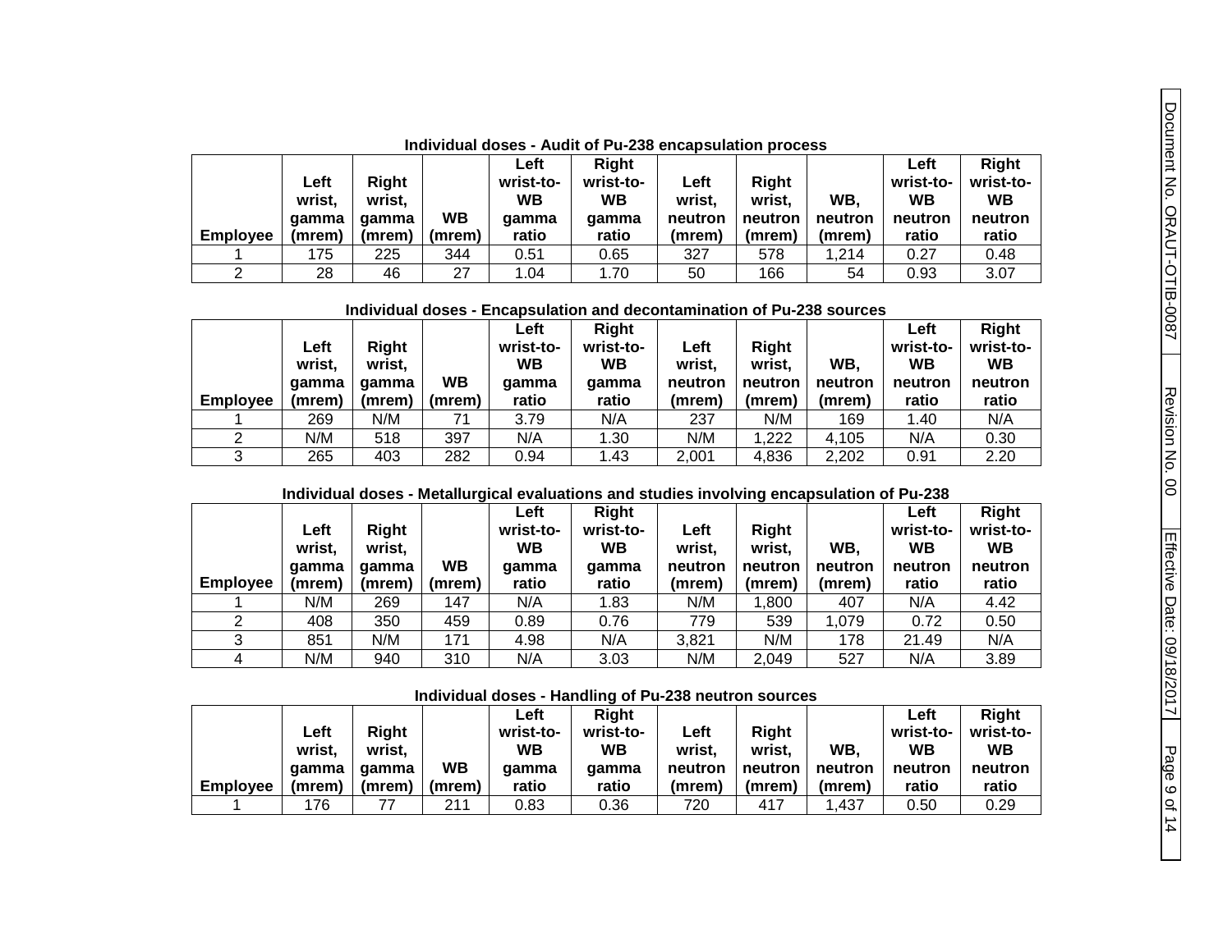**Individual doses - Audit of Pu-238 encapsulation process**

| Employee | Left wrist, gamma (mrem) | Right wrist, gamma (mrem) | WB (mrem) | Left wrist-to-WB gamma ratio | Right wrist-to-WB gamma ratio | Left wrist, neutron (mrem) | Right wrist, neutron (mrem) | WB, neutron (mrem) | Left wrist-to-WB neutron ratio | Right wrist-to-WB neutron ratio |
|---|---|---|---|---|---|---|---|---|---|---|
| 1 | 175 | 225 | 344 | 0.51 | 0.65 | 327 | 578 | 1,214 | 0.27 | 0.48 |
| 2 | 28 | 46 | 27 | 1.04 | 1.70 | 50 | 166 | 54 | 0.93 | 3.07 |

**Individual doses - Encapsulation and decontamination of Pu-238 sources**

| Employee | Left wrist, gamma (mrem) | Right wrist, gamma (mrem) | WB (mrem) | Left wrist-to-WB gamma ratio | Right wrist-to-WB gamma ratio | Left wrist, neutron (mrem) | Right wrist, neutron (mrem) | WB, neutron (mrem) | Left wrist-to-WB neutron ratio | Right wrist-to-WB neutron ratio |
|---|---|---|---|---|---|---|---|---|---|---|
| 1 | 269 | N/M | 71 | 3.79 | N/A | 237 | N/M | 169 | 1.40 | N/A |
| 2 | N/M | 518 | 397 | N/A | 1.30 | N/M | 1,222 | 4,105 | N/A | 0.30 |
| 3 | 265 | 403 | 282 | 0.94 | 1.43 | 2,001 | 4,836 | 2,202 | 0.91 | 2.20 |

**Individual doses - Metallurgical evaluations and studies involving encapsulation of Pu-238**

| Employee | Left wrist, gamma (mrem) | Right wrist, gamma (mrem) | WB (mrem) | Left wrist-to-WB gamma ratio | Right wrist-to-WB gamma ratio | Left wrist, neutron (mrem) | Right wrist, neutron (mrem) | WB, neutron (mrem) | Left wrist-to-WB neutron ratio | Right wrist-to-WB neutron ratio |
|---|---|---|---|---|---|---|---|---|---|---|
| 1 | N/M | 269 | 147 | N/A | 1.83 | N/M | 1,800 | 407 | N/A | 4.42 |
| 2 | 408 | 350 | 459 | 0.89 | 0.76 | 779 | 539 | 1,079 | 0.72 | 0.50 |
| 3 | 851 | N/M | 171 | 4.98 | N/A | 3,821 | N/M | 178 | 21.49 | N/A |
| 4 | N/M | 940 | 310 | N/A | 3.03 | N/M | 2,049 | 527 | N/A | 3.89 |

**Individual doses - Handling of Pu-238 neutron sources**

| Employee | Left wrist, gamma (mrem) | Right wrist, gamma (mrem) | WB (mrem) | Left wrist-to-WB gamma ratio | Right wrist-to-WB gamma ratio | Left wrist, neutron (mrem) | Right wrist, neutron (mrem) | WB, neutron (mrem) | Left wrist-to-WB neutron ratio | Right wrist-to-WB neutron ratio |
|---|---|---|---|---|---|---|---|---|---|---|
| 1 | 176 | 77 | 211 | 0.83 | 0.36 | 720 | 417 | 1,437 | 0.50 | 0.29 |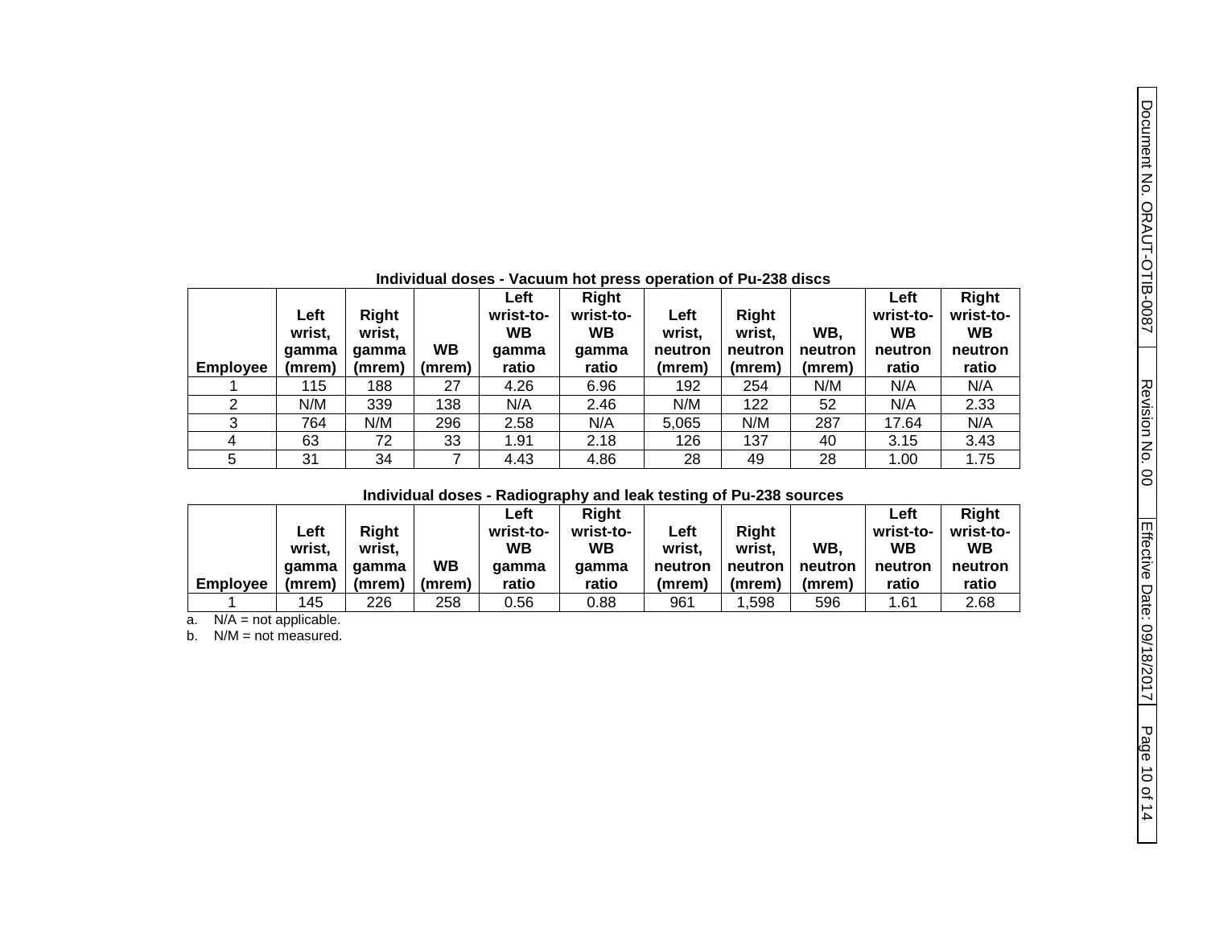**Individual doses - Vacuum hot press operation of Pu-238 discs**

| Employee | Left wrist, gamma (mrem) | Right wrist, gamma (mrem) | WB (mrem) | Left wrist-to-WB gamma ratio | Right wrist-to-WB gamma ratio | Left wrist, neutron (mrem) | Right wrist, neutron (mrem) | WB, neutron (mrem) | Left wrist-to-WB neutron ratio | Right wrist-to-WB neutron ratio |
|---|---|---|---|---|---|---|---|---|---|---|
| 1 | 115 | 188 | 27 | 4.26 | 6.96 | 192 | 254 | N/M | N/A | N/A |
| 2 | N/M | 339 | 138 | N/A | 2.46 | N/M | 122 | 52 | N/A | 2.33 |
| 3 | 764 | N/M | 296 | 2.58 | N/A | 5,065 | N/M | 287 | 17.64 | N/A |
| 4 | 63 | 72 | 33 | 1.91 | 2.18 | 126 | 137 | 40 | 3.15 | 3.43 |
| 5 | 31 | 34 | 7 | 4.43 | 4.86 | 28 | 49 | 28 | 1.00 | 1.75 |

**Individual doses - Radiography and leak testing of Pu-238 sources**

| Employee | Left wrist, gamma (mrem) | Right wrist, gamma (mrem) | WB (mrem) | Left wrist-to-WB gamma ratio | Right wrist-to-WB gamma ratio | Left wrist, neutron (mrem) | Right wrist, neutron (mrem) | WB, neutron (mrem) | Left wrist-to-WB neutron ratio | Right wrist-to-WB neutron ratio |
|---|---|---|---|---|---|---|---|---|---|---|
| 1 | 145 | 226 | 258 | 0.56 | 0.88 | 961 | 1,598 | 596 | 1.61 | 2.68 |

a. N/A = not applicable.

b. N/M = not measured.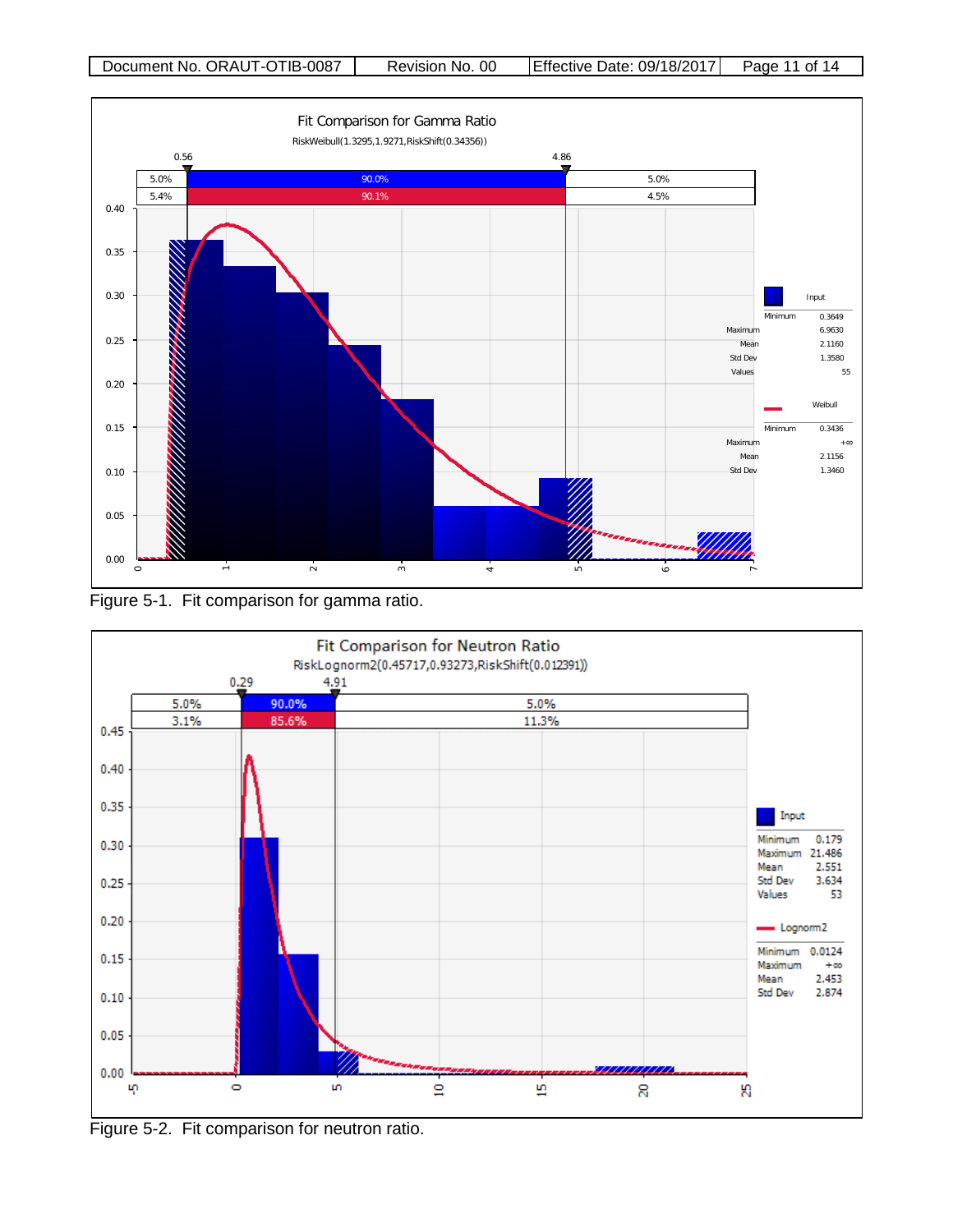Figure 5-1. Fit comparison for gamma ratio.

Figure 5-2. Fit comparison for neutron ratio.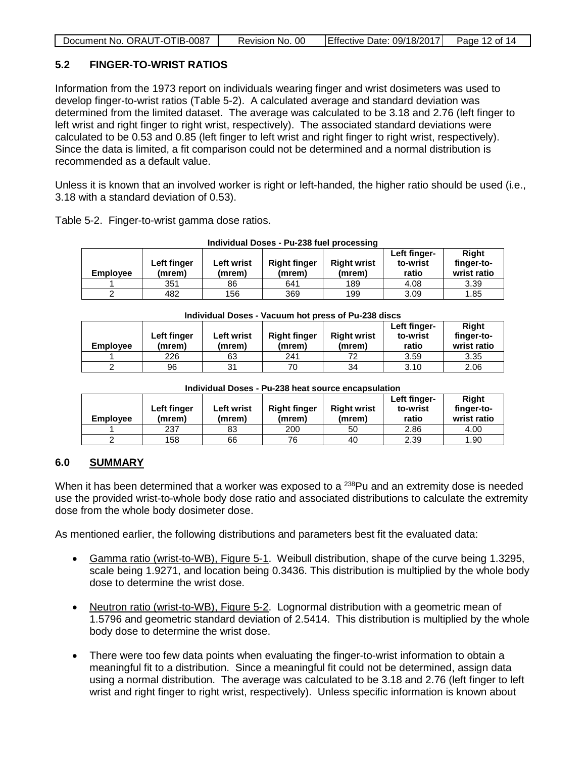## 5.2 FINGER-TO-WRIST RATIOS

Information from the 1973 report on individuals wearing finger and wrist dosimeters was used to develop finger-to-wrist ratios (Table 5-2). A calculated average and standard deviation was determined from the limited dataset. The average was calculated to be 3.18 and 2.76 (left finger to left wrist and right finger to right wrist, respectively). The associated standard deviations were calculated to be 0.53 and 0.85 (left finger to left wrist and right finger to right wrist, respectively). Since the data is limited, a fit comparison could not be determined and a normal distribution is recommended as a default value.

Unless it is known that an involved worker is right or left-handed, the higher ratio should be used (i.e., 3.18 with a standard deviation of 0.53).

Table 5-2. Finger-to-wrist gamma dose ratios.

**Individual Doses - Pu-238 fuel processing**

| Employee | Left finger (mrem) | Left wrist (mrem) | Right finger (mrem) | Right wrist (mrem) | Left finger-to-wrist ratio | Right finger-to-wrist ratio |
|---|---|---|---|---|---|---|
| 1 | 351 | 86 | 641 | 189 | 4.08 | 3.39 |
| 2 | 482 | 156 | 369 | 199 | 3.09 | 1.85 |

**Individual Doses - Vacuum hot press of Pu-238 discs**

| Employee | Left finger (mrem) | Left wrist (mrem) | Right finger (mrem) | Right wrist (mrem) | Left finger-to-wrist ratio | Right finger-to-wrist ratio |
|---|---|---|---|---|---|---|
| 1 | 226 | 63 | 241 | 72 | 3.59 | 3.35 |
| 2 | 96 | 31 | 70 | 34 | 3.10 | 2.06 |

**Individual Doses - Pu-238 heat source encapsulation**

| Employee | Left finger (mrem) | Left wrist (mrem) | Right finger (mrem) | Right wrist (mrem) | Left finger-to-wrist ratio | Right finger-to-wrist ratio |
|---|---|---|---|---|---|---|
| 1 | 237 | 83 | 200 | 50 | 2.86 | 4.00 |
| 2 | 158 | 66 | 76 | 40 | 2.39 | 1.90 |

## 6.0 SUMMARY

When it has been determined that a worker was exposed to a $^{238}$Pu and an extremity dose is needed use the provided wrist-to-whole body dose ratio and associated distributions to calculate the extremity dose from the whole body dosimeter dose.

As mentioned earlier, the following distributions and parameters best fit the evaluated data:

- Gamma ratio (wrist-to-WB), Figure 5-1. Weibull distribution, shape of the curve being 1.3295, scale being 1.9271, and location being 0.3436. This distribution is multiplied by the whole body dose to determine the wrist dose.
- Neutron ratio (wrist-to-WB), Figure 5-2. Lognormal distribution with a geometric mean of 1.5796 and geometric standard deviation of 2.5414. This distribution is multiplied by the whole body dose to determine the wrist dose.
- There were too few data points when evaluating the finger-to-wrist information to obtain a meaningful fit to a distribution. Since a meaningful fit could not be determined, assign data using a normal distribution. The average was calculated to be 3.18 and 2.76 (left finger to left wrist and right finger to right wrist, respectively). Unless specific information is known about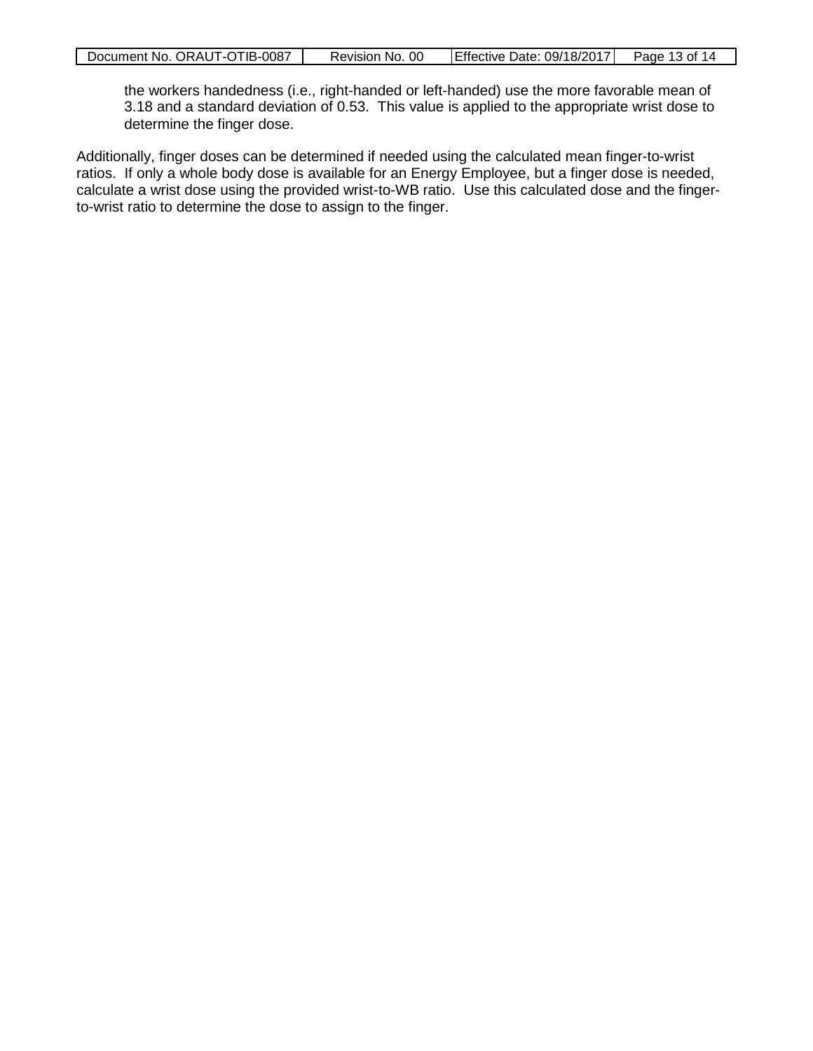the workers handedness (i.e., right-handed or left-handed) use the more favorable mean of 3.18 and a standard deviation of 0.53. This value is applied to the appropriate wrist dose to determine the finger dose.

Additionally, finger doses can be determined if needed using the calculated mean finger-to-wrist ratios. If only a whole body dose is available for an Energy Employee, but a finger dose is needed, calculate a wrist dose using the provided wrist-to-WB ratio. Use this calculated dose and the finger-to-wrist ratio to determine the dose to assign to the finger.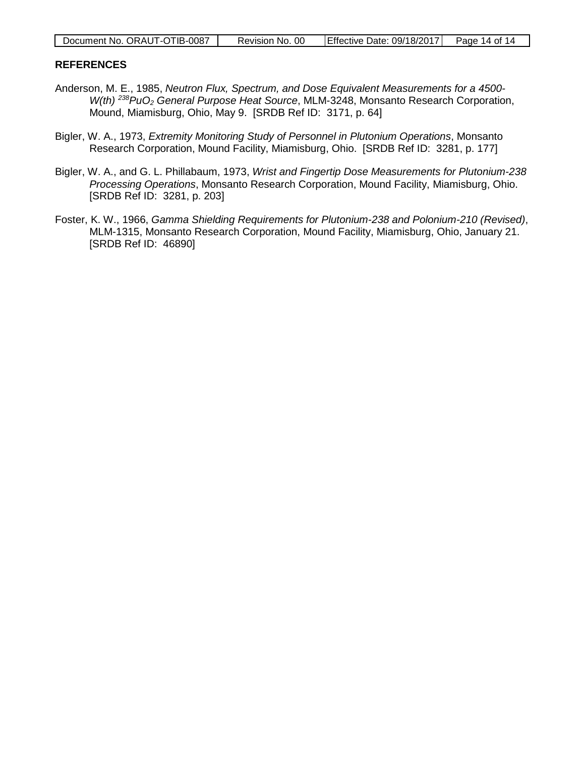## REFERENCES

Anderson, M. E., 1985, *Neutron Flux, Spectrum, and Dose Equivalent Measurements for a 4500-W(th) $^{238}PuO_2$ General Purpose Heat Source*, MLM-3248, Monsanto Research Corporation, Mound, Miamisburg, Ohio, May 9. [SRDB Ref ID: 3171, p. 64]

Bigler, W. A., 1973, *Extremity Monitoring Study of Personnel in Plutonium Operations*, Monsanto Research Corporation, Mound Facility, Miamisburg, Ohio. [SRDB Ref ID: 3281, p. 177]

Bigler, W. A., and G. L. Phillabaum, 1973, *Wrist and Fingertip Dose Measurements for Plutonium-238 Processing Operations*, Monsanto Research Corporation, Mound Facility, Miamisburg, Ohio. [SRDB Ref ID: 3281, p. 203]

Foster, K. W., 1966, *Gamma Shielding Requirements for Plutonium-238 and Polonium-210 (Revised)*, MLM-1315, Monsanto Research Corporation, Mound Facility, Miamisburg, Ohio, January 21. [SRDB Ref ID: 46890]